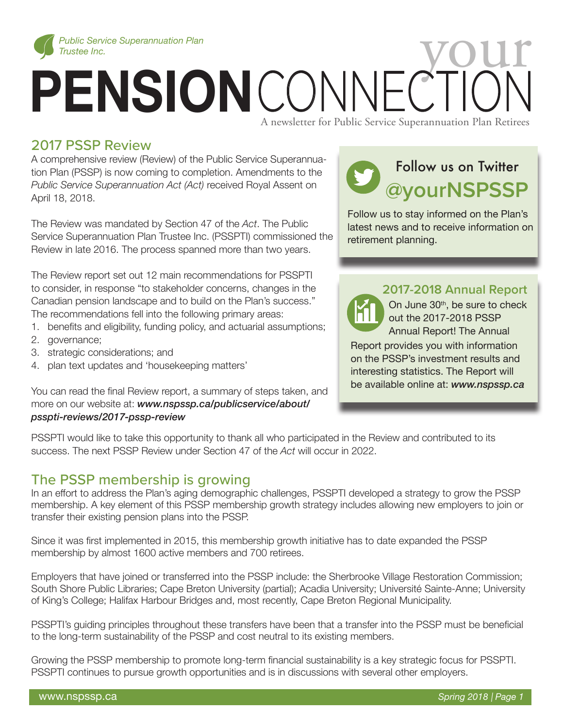Public Service Superannuation Plan Trustee Inc.

# your PENSION CONNECTION

A newsletter for Public Service Superannuation Plan Retirees

## 2017 PSSP Review

A comprehensive review (Review) of the Public Service Superannuation Plan (PSSP) is now coming to completion. Amendments to the *Public Service Superannuation Act (Act)* received Royal Assent on April 18, 2018.

The Review was mandated by Section 47 of the *Act*. The Public Service Superannuation Plan Trustee Inc. (PSSPTI) commissioned the Review in late 2016. The process spanned more than two years.

The Review report set out 12 main recommendations for PSSPTI to consider, in response "to stakeholder concerns, changes in the Canadian pension landscape and to build on the Plan's success." The recommendations fell into the following primary areas:

1. benefits and eligibility, funding policy, and actuarial assumptions;
2. governance;
3. strategic considerations; and
4. plan text updates and 'housekeeping matters'

You can read the final Review report, a summary of steps taken, and more on our website at: ***www.nspssp.ca/publicservice/about/psspti-reviews/2017-pssp-review***

PSSPTI would like to take this opportunity to thank all who participated in the Review and contributed to its success. The next PSSP Review under Section 47 of the *Act* will occur in 2022.

### Follow us on Twitter @yourNSPSSP

Follow us to stay informed on the Plan's latest news and to receive information on retirement planning.

### 2017-2018 Annual Report

On June 30th, be sure to check out the 2017-2018 PSSP Annual Report! The Annual Report provides you with information on the PSSP's investment results and interesting statistics. The Report will be available online at: ***www.nspssp.ca***

## The PSSP membership is growing

In an effort to address the Plan's aging demographic challenges, PSSPTI developed a strategy to grow the PSSP membership. A key element of this PSSP membership growth strategy includes allowing new employers to join or transfer their existing pension plans into the PSSP.

Since it was first implemented in 2015, this membership growth initiative has to date expanded the PSSP membership by almost 1600 active members and 700 retirees.

Employers that have joined or transferred into the PSSP include: the Sherbrooke Village Restoration Commission; South Shore Public Libraries; Cape Breton University (partial); Acadia University; Université Sainte-Anne; University of King's College; Halifax Harbour Bridges and, most recently, Cape Breton Regional Municipality.

PSSPTI's guiding principles throughout these transfers have been that a transfer into the PSSP must be beneficial to the long-term sustainability of the PSSP and cost neutral to its existing members.

Growing the PSSP membership to promote long-term financial sustainability is a key strategic focus for PSSPTI. PSSPTI continues to pursue growth opportunities and is in discussions with several other employers.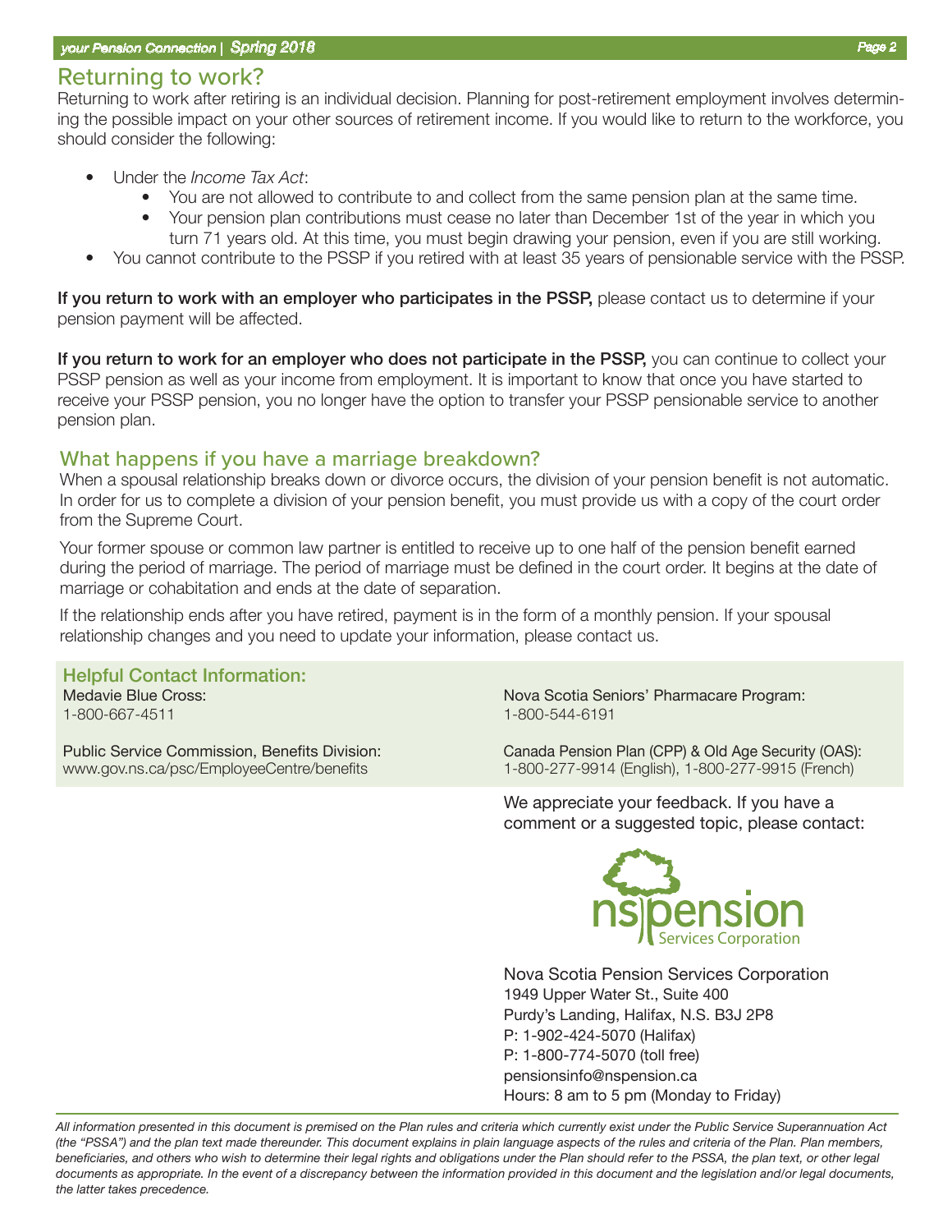## Returning to work?

Returning to work after retiring is an individual decision. Planning for post-retirement employment involves determining the possible impact on your other sources of retirement income. If you would like to return to the workforce, you should consider the following:

- Under the *Income Tax Act*:
  - You are not allowed to contribute to and collect from the same pension plan at the same time.
  - Your pension plan contributions must cease no later than December 1st of the year in which you turn 71 years old. At this time, you must begin drawing your pension, even if you are still working.
- You cannot contribute to the PSSP if you retired with at least 35 years of pensionable service with the PSSP.

**If you return to work with an employer who participates in the PSSP,** please contact us to determine if your pension payment will be affected.

**If you return to work for an employer who does not participate in the PSSP,** you can continue to collect your PSSP pension as well as your income from employment. It is important to know that once you have started to receive your PSSP pension, you no longer have the option to transfer your PSSP pensionable service to another pension plan.

## What happens if you have a marriage breakdown?

When a spousal relationship breaks down or divorce occurs, the division of your pension benefit is not automatic. In order for us to complete a division of your pension benefit, you must provide us with a copy of the court order from the Supreme Court.

Your former spouse or common law partner is entitled to receive up to one half of the pension benefit earned during the period of marriage. The period of marriage must be defined in the court order. It begins at the date of marriage or cohabitation and ends at the date of separation.

If the relationship ends after you have retired, payment is in the form of a monthly pension. If your spousal relationship changes and you need to update your information, please contact us.

### Helpful Contact Information:

Medavie Blue Cross:
1-800-667-4511

Public Service Commission, Benefits Division:
www.gov.ns.ca/psc/EmployeeCentre/benefits

Nova Scotia Seniors' Pharmacare Program:
1-800-544-6191

Canada Pension Plan (CPP) & Old Age Security (OAS):
1-800-277-9914 (English), 1-800-277-9915 (French)

We appreciate your feedback. If you have a comment or a suggested topic, please contact:

nspension Services Corporation

Nova Scotia Pension Services Corporation
1949 Upper Water St., Suite 400
Purdy's Landing, Halifax, N.S. B3J 2P8
P: 1-902-424-5070 (Halifax)
P: 1-800-774-5070 (toll free)
pensionsinfo@nspension.ca
Hours: 8 am to 5 pm (Monday to Friday)

*All information presented in this document is premised on the Plan rules and criteria which currently exist under the Public Service Superannuation Act (the "PSSA") and the plan text made thereunder. This document explains in plain language aspects of the rules and criteria of the Plan. Plan members, beneficiaries, and others who wish to determine their legal rights and obligations under the Plan should refer to the PSSA, the plan text, or other legal documents as appropriate. In the event of a discrepancy between the information provided in this document and the legislation and/or legal documents, the latter takes precedence.*